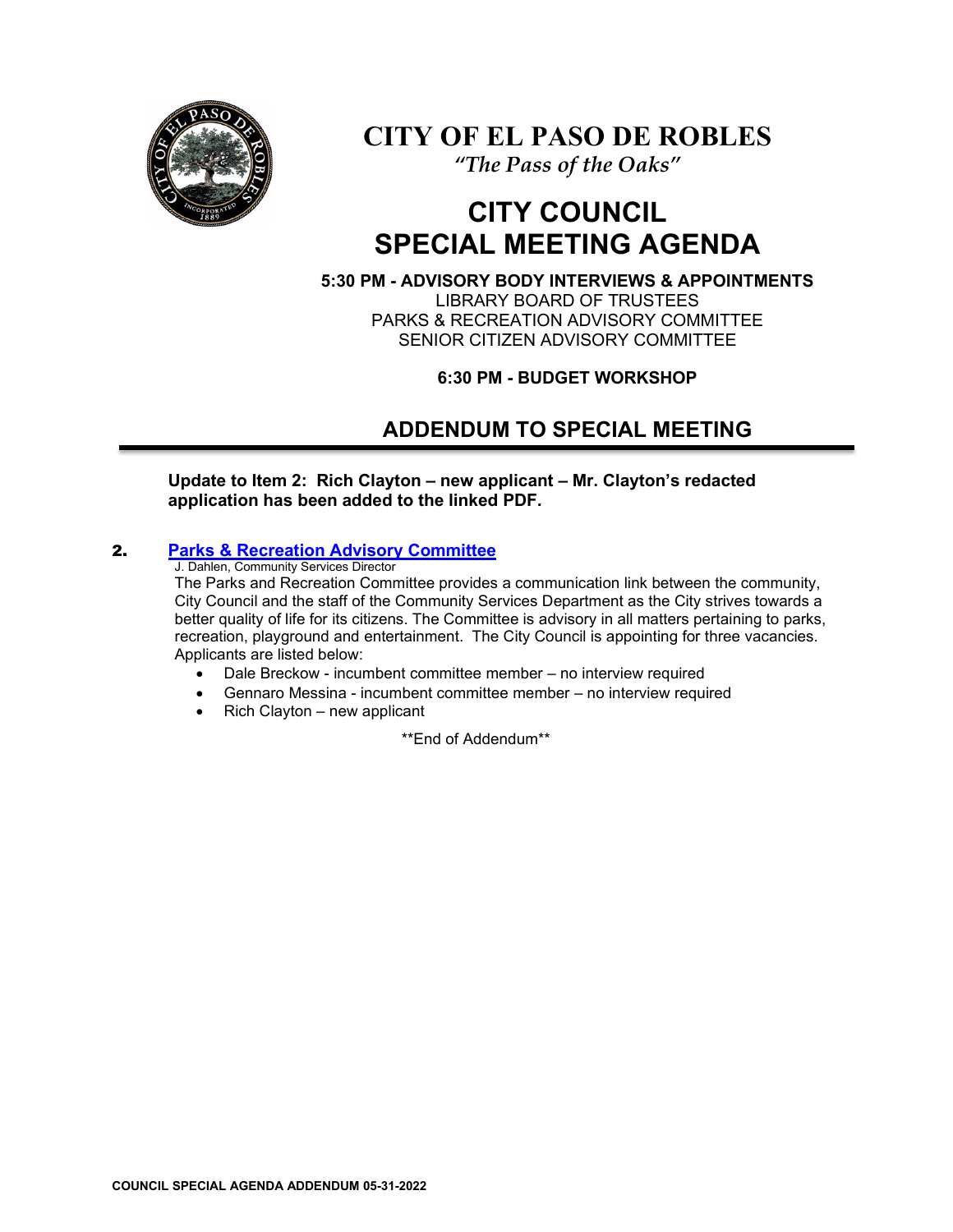# CITY OF EL PASO DE ROBLES

*"The Pass of the Oaks"*

# CITY COUNCIL SPECIAL MEETING AGENDA

**5:30 PM - ADVISORY BODY INTERVIEWS & APPOINTMENTS**

LIBRARY BOARD OF TRUSTEES
PARKS & RECREATION ADVISORY COMMITTEE
SENIOR CITIZEN ADVISORY COMMITTEE

**6:30 PM - BUDGET WORKSHOP**

## ADDENDUM TO SPECIAL MEETING

---

**Update to Item 2: Rich Clayton – new applicant – Mr. Clayton's redacted application has been added to the linked PDF.**

**2. Parks & Recreation Advisory Committee**

J. Dahlen, Community Services Director

The Parks and Recreation Committee provides a communication link between the community, City Council and the staff of the Community Services Department as the City strives towards a better quality of life for its citizens. The Committee is advisory in all matters pertaining to parks, recreation, playground and entertainment. The City Council is appointing for three vacancies. Applicants are listed below:

- Dale Breckow - incumbent committee member – no interview required
- Gennaro Messina - incumbent committee member – no interview required
- Rich Clayton – new applicant

\*\*End of Addendum\*\*

**COUNCIL SPECIAL AGENDA ADDENDUM 05-31-2022**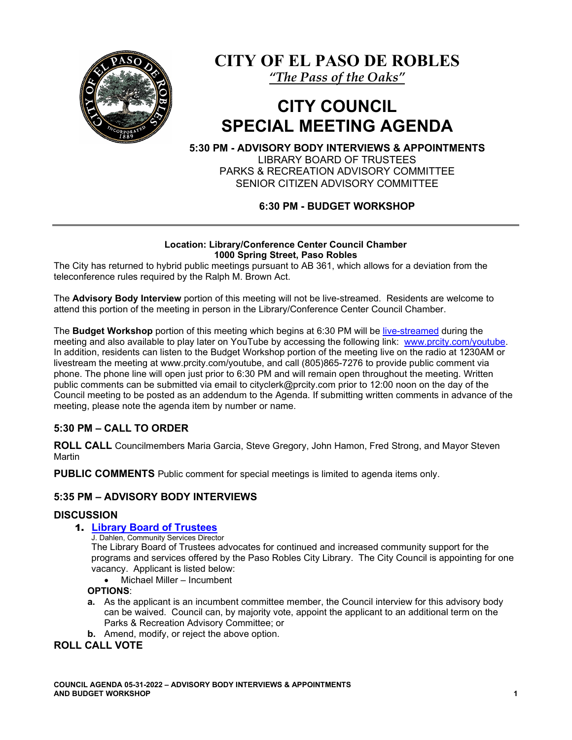# CITY OF EL PASO DE ROBLES

*"The Pass of the Oaks"*

# CITY COUNCIL SPECIAL MEETING AGENDA

**5:30 PM - ADVISORY BODY INTERVIEWS & APPOINTMENTS**

LIBRARY BOARD OF TRUSTEES
PARKS & RECREATION ADVISORY COMMITTEE
SENIOR CITIZEN ADVISORY COMMITTEE

**6:30 PM - BUDGET WORKSHOP**

---

**Location: Library/Conference Center Council Chamber**
**1000 Spring Street, Paso Robles**

The City has returned to hybrid public meetings pursuant to AB 361, which allows for a deviation from the teleconference rules required by the Ralph M. Brown Act.

The **Advisory Body Interview** portion of this meeting will not be live-streamed. Residents are welcome to attend this portion of the meeting in person in the Library/Conference Center Council Chamber.

The **Budget Workshop** portion of this meeting which begins at 6:30 PM will be [live-streamed](www.prcity.com/youtube) during the meeting and also available to play later on YouTube by accessing the following link: [www.prcity.com/youtube](www.prcity.com/youtube). In addition, residents can listen to the Budget Workshop portion of the meeting live on the radio at 1230AM or livestream the meeting at www.prcity.com/youtube, and call (805)865-7276 to provide public comment via phone. The phone line will open just prior to 6:30 PM and will remain open throughout the meeting. Written public comments can be submitted via email to cityclerk@prcity.com prior to 12:00 noon on the day of the Council meeting to be posted as an addendum to the Agenda. If submitting written comments in advance of the meeting, please note the agenda item by number or name.

## 5:30 PM – CALL TO ORDER

**ROLL CALL** Councilmembers Maria Garcia, Steve Gregory, John Hamon, Fred Strong, and Mayor Steven Martin

**PUBLIC COMMENTS** Public comment for special meetings is limited to agenda items only.

## 5:35 PM – ADVISORY BODY INTERVIEWS

### DISCUSSION

1. **Library Board of Trustees**
   J. Dahlen, Community Services Director
   The Library Board of Trustees advocates for continued and increased community support for the programs and services offered by the Paso Robles City Library. The City Council is appointing for one vacancy. Applicant is listed below:
   - Michael Miller – Incumbent

   **OPTIONS**:
   - **a.** As the applicant is an incumbent committee member, the Council interview for this advisory body can be waived. Council can, by majority vote, appoint the applicant to an additional term on the Parks & Recreation Advisory Committee; or
   - **b.** Amend, modify, or reject the above option.

### ROLL CALL VOTE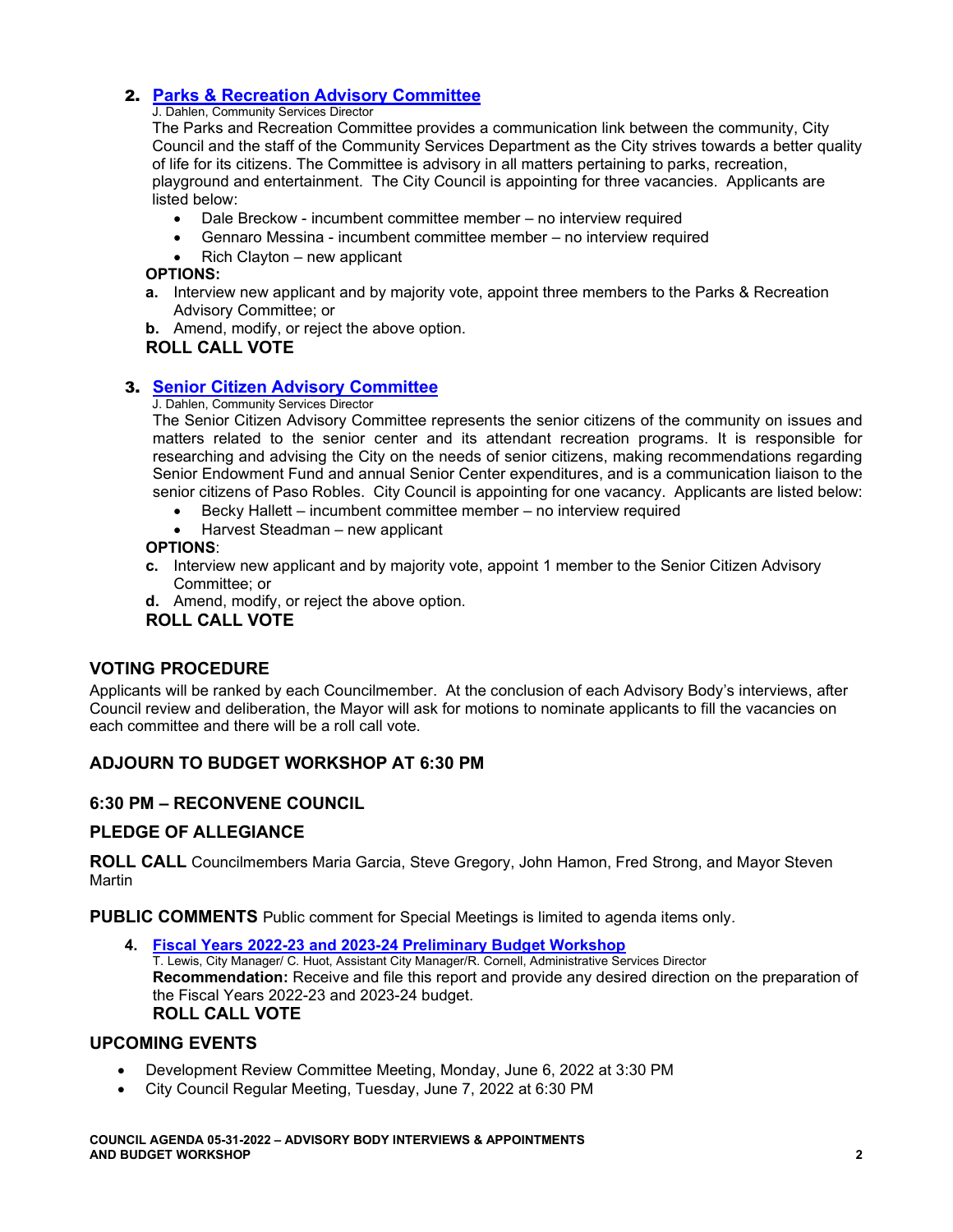## 2. [Parks & Recreation Advisory Committee]()

J. Dahlen, Community Services Director

The Parks and Recreation Committee provides a communication link between the community, City Council and the staff of the Community Services Department as the City strives towards a better quality of life for its citizens. The Committee is advisory in all matters pertaining to parks, recreation, playground and entertainment. The City Council is appointing for three vacancies. Applicants are listed below:

- Dale Breckow - incumbent committee member – no interview required
- Gennaro Messina - incumbent committee member – no interview required
- Rich Clayton – new applicant

**OPTIONS:**

**a.** Interview new applicant and by majority vote, appoint three members to the Parks & Recreation Advisory Committee; or

**b.** Amend, modify, or reject the above option.

**ROLL CALL VOTE**

## 3. [Senior Citizen Advisory Committee]()

J. Dahlen, Community Services Director

The Senior Citizen Advisory Committee represents the senior citizens of the community on issues and matters related to the senior center and its attendant recreation programs. It is responsible for researching and advising the City on the needs of senior citizens, making recommendations regarding Senior Endowment Fund and annual Senior Center expenditures, and is a communication liaison to the senior citizens of Paso Robles. City Council is appointing for one vacancy. Applicants are listed below:

- Becky Hallett – incumbent committee member – no interview required
- Harvest Steadman – new applicant

**OPTIONS**:

**c.** Interview new applicant and by majority vote, appoint 1 member to the Senior Citizen Advisory Committee; or

**d.** Amend, modify, or reject the above option.

**ROLL CALL VOTE**

## VOTING PROCEDURE

Applicants will be ranked by each Councilmember. At the conclusion of each Advisory Body's interviews, after Council review and deliberation, the Mayor will ask for motions to nominate applicants to fill the vacancies on each committee and there will be a roll call vote.

## ADJOURN TO BUDGET WORKSHOP AT 6:30 PM

## 6:30 PM – RECONVENE COUNCIL

## PLEDGE OF ALLEGIANCE

**ROLL CALL** Councilmembers Maria Garcia, Steve Gregory, John Hamon, Fred Strong, and Mayor Steven Martin

**PUBLIC COMMENTS** Public comment for Special Meetings is limited to agenda items only.

**4. [Fiscal Years 2022-23 and 2023-24 Preliminary Budget Workshop]()**

T. Lewis, City Manager/ C. Huot, Assistant City Manager/R. Cornell, Administrative Services Director

**Recommendation:** Receive and file this report and provide any desired direction on the preparation of the Fiscal Years 2022-23 and 2023-24 budget.

**ROLL CALL VOTE**

## UPCOMING EVENTS

- Development Review Committee Meeting, Monday, June 6, 2022 at 3:30 PM
- City Council Regular Meeting, Tuesday, June 7, 2022 at 6:30 PM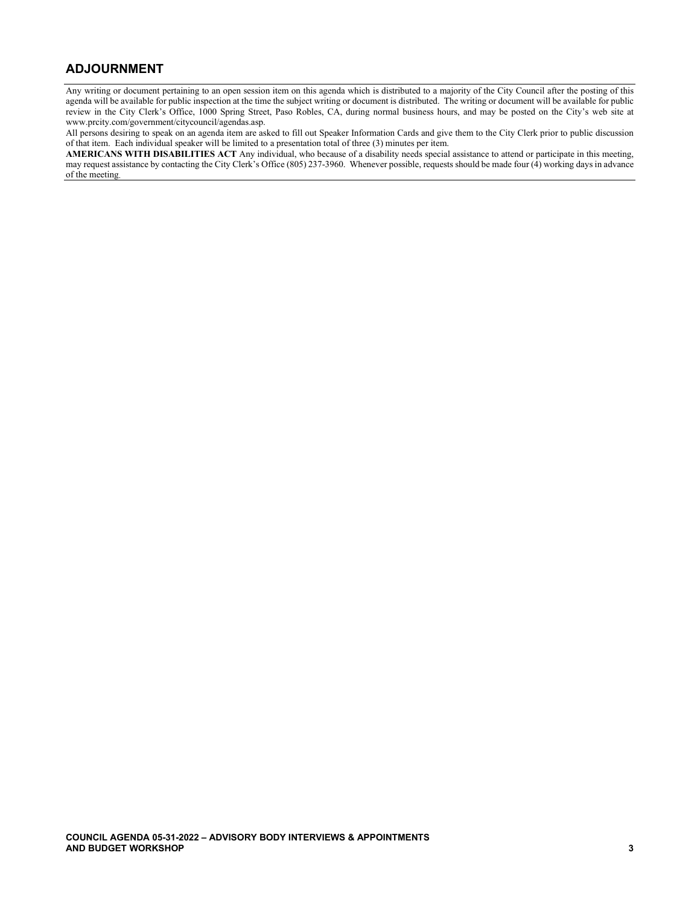## ADJOURNMENT

Any writing or document pertaining to an open session item on this agenda which is distributed to a majority of the City Council after the posting of this agenda will be available for public inspection at the time the subject writing or document is distributed. The writing or document will be available for public review in the City Clerk's Office, 1000 Spring Street, Paso Robles, CA, during normal business hours, and may be posted on the City's web site at www.prcity.com/government/citycouncil/agendas.asp.

All persons desiring to speak on an agenda item are asked to fill out Speaker Information Cards and give them to the City Clerk prior to public discussion of that item. Each individual speaker will be limited to a presentation total of three (3) minutes per item.

**AMERICANS WITH DISABILITIES ACT** Any individual, who because of a disability needs special assistance to attend or participate in this meeting, may request assistance by contacting the City Clerk's Office (805) 237-3960. Whenever possible, requests should be made four (4) working days in advance of the meeting.